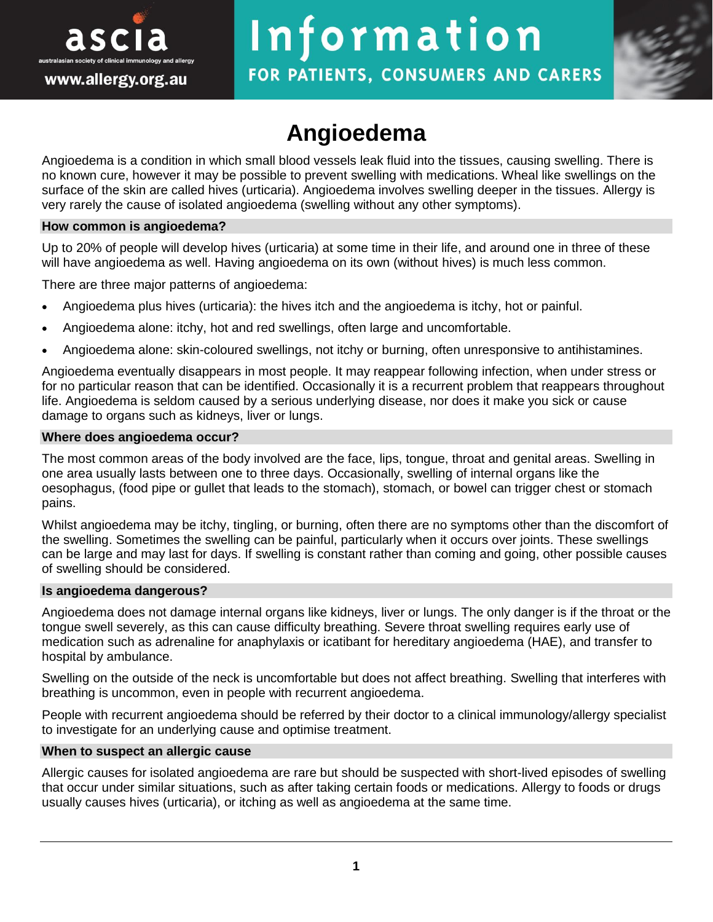# Angioedema

Angioedema is a condition in which small blood vessels leak fluid into the tissues, causing swelling. There is no known cure, however it may be possible to prevent swelling with medications. Wheal like swellings on the surface of the skin are called hives (urticaria). Angioedema involves swelling deeper in the tissues. Allergy is very rarely the cause of isolated angioedema (swelling without any other symptoms).

## How common is angioedema?

Up to 20% of people will develop hives (urticaria) at some time in their life, and around one in three of these will have angioedema as well. Having angioedema on its own (without hives) is much less common.

There are three major patterns of angioedema:

- Angioedema plus hives (urticaria): the hives itch and the angioedema is itchy, hot or painful.
- Angioedema alone: itchy, hot and red swellings, often large and uncomfortable.
- Angioedema alone: skin-coloured swellings, not itchy or burning, often unresponsive to antihistamines.

Angioedema eventually disappears in most people. It may reappear following infection, when under stress or for no particular reason that can be identified. Occasionally it is a recurrent problem that reappears throughout life. Angioedema is seldom caused by a serious underlying disease, nor does it make you sick or cause damage to organs such as kidneys, liver or lungs.

## Where does angioedema occur?

The most common areas of the body involved are the face, lips, tongue, throat and genital areas. Swelling in one area usually lasts between one to three days. Occasionally, swelling of internal organs like the oesophagus, (food pipe or gullet that leads to the stomach), stomach, or bowel can trigger chest or stomach pains.

Whilst angioedema may be itchy, tingling, or burning, often there are no symptoms other than the discomfort of the swelling. Sometimes the swelling can be painful, particularly when it occurs over joints. These swellings can be large and may last for days. If swelling is constant rather than coming and going, other possible causes of swelling should be considered.

## Is angioedema dangerous?

Angioedema does not damage internal organs like kidneys, liver or lungs. The only danger is if the throat or the tongue swell severely, as this can cause difficulty breathing. Severe throat swelling requires early use of medication such as adrenaline for anaphylaxis or icatibant for hereditary angioedema (HAE), and transfer to hospital by ambulance.

Swelling on the outside of the neck is uncomfortable but does not affect breathing. Swelling that interferes with breathing is uncommon, even in people with recurrent angioedema.

People with recurrent angioedema should be referred by their doctor to a clinical immunology/allergy specialist to investigate for an underlying cause and optimise treatment.

## When to suspect an allergic cause

Allergic causes for isolated angioedema are rare but should be suspected with short-lived episodes of swelling that occur under similar situations, such as after taking certain foods or medications. Allergy to foods or drugs usually causes hives (urticaria), or itching as well as angioedema at the same time.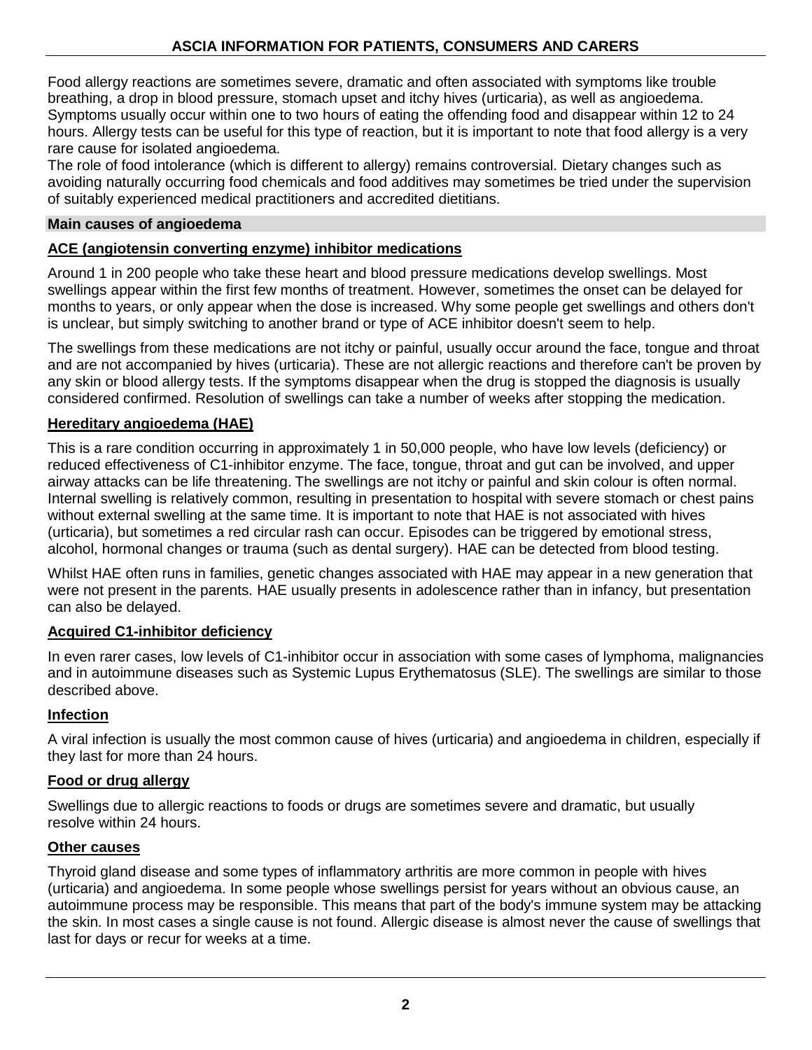Food allergy reactions are sometimes severe, dramatic and often associated with symptoms like trouble breathing, a drop in blood pressure, stomach upset and itchy hives (urticaria), as well as angioedema. Symptoms usually occur within one to two hours of eating the offending food and disappear within 12 to 24 hours. Allergy tests can be useful for this type of reaction, but it is important to note that food allergy is a very rare cause for isolated angioedema.

The role of food intolerance (which is different to allergy) remains controversial. Dietary changes such as avoiding naturally occurring food chemicals and food additives may sometimes be tried under the supervision of suitably experienced medical practitioners and accredited dietitians.

## Main causes of angioedema

### ACE (angiotensin converting enzyme) inhibitor medications

Around 1 in 200 people who take these heart and blood pressure medications develop swellings. Most swellings appear within the first few months of treatment. However, sometimes the onset can be delayed for months to years, or only appear when the dose is increased. Why some people get swellings and others don't is unclear, but simply switching to another brand or type of ACE inhibitor doesn't seem to help.

The swellings from these medications are not itchy or painful, usually occur around the face, tongue and throat and are not accompanied by hives (urticaria). These are not allergic reactions and therefore can't be proven by any skin or blood allergy tests. If the symptoms disappear when the drug is stopped the diagnosis is usually considered confirmed. Resolution of swellings can take a number of weeks after stopping the medication.

### Hereditary angioedema (HAE)

This is a rare condition occurring in approximately 1 in 50,000 people, who have low levels (deficiency) or reduced effectiveness of C1-inhibitor enzyme. The face, tongue, throat and gut can be involved, and upper airway attacks can be life threatening. The swellings are not itchy or painful and skin colour is often normal. Internal swelling is relatively common, resulting in presentation to hospital with severe stomach or chest pains without external swelling at the same time. It is important to note that HAE is not associated with hives (urticaria), but sometimes a red circular rash can occur. Episodes can be triggered by emotional stress, alcohol, hormonal changes or trauma (such as dental surgery). HAE can be detected from blood testing.

Whilst HAE often runs in families, genetic changes associated with HAE may appear in a new generation that were not present in the parents. HAE usually presents in adolescence rather than in infancy, but presentation can also be delayed.

### Acquired C1-inhibitor deficiency

In even rarer cases, low levels of C1-inhibitor occur in association with some cases of lymphoma, malignancies and in autoimmune diseases such as Systemic Lupus Erythematosus (SLE). The swellings are similar to those described above.

### Infection

A viral infection is usually the most common cause of hives (urticaria) and angioedema in children, especially if they last for more than 24 hours.

### Food or drug allergy

Swellings due to allergic reactions to foods or drugs are sometimes severe and dramatic, but usually resolve within 24 hours.

### Other causes

Thyroid gland disease and some types of inflammatory arthritis are more common in people with hives (urticaria) and angioedema. In some people whose swellings persist for years without an obvious cause, an autoimmune process may be responsible. This means that part of the body's immune system may be attacking the skin. In most cases a single cause is not found. Allergic disease is almost never the cause of swellings that last for days or recur for weeks at a time.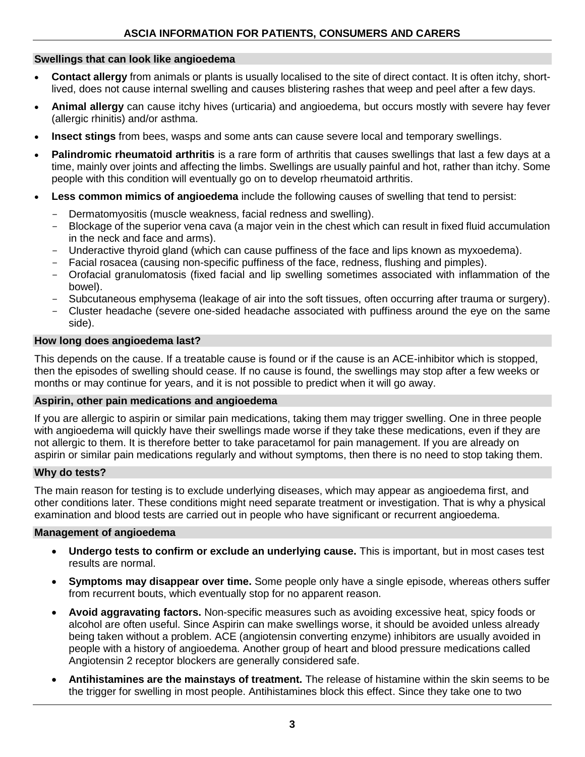## Swellings that can look like angioedema

- **Contact allergy** from animals or plants is usually localised to the site of direct contact. It is often itchy, short-lived, does not cause internal swelling and causes blistering rashes that weep and peel after a few days.
- **Animal allergy** can cause itchy hives (urticaria) and angioedema, but occurs mostly with severe hay fever (allergic rhinitis) and/or asthma.
- **Insect stings** from bees, wasps and some ants can cause severe local and temporary swellings.
- **Palindromic rheumatoid arthritis** is a rare form of arthritis that causes swellings that last a few days at a time, mainly over joints and affecting the limbs. Swellings are usually painful and hot, rather than itchy. Some people with this condition will eventually go on to develop rheumatoid arthritis.
- **Less common mimics of angioedema** include the following causes of swelling that tend to persist:
  - Dermatomyositis (muscle weakness, facial redness and swelling).
  - Blockage of the superior vena cava (a major vein in the chest which can result in fixed fluid accumulation in the neck and face and arms).
  - Underactive thyroid gland (which can cause puffiness of the face and lips known as myxoedema).
  - Facial rosacea (causing non-specific puffiness of the face, redness, flushing and pimples).
  - Orofacial granulomatosis (fixed facial and lip swelling sometimes associated with inflammation of the bowel).
  - Subcutaneous emphysema (leakage of air into the soft tissues, often occurring after trauma or surgery).
  - Cluster headache (severe one-sided headache associated with puffiness around the eye on the same side).

## How long does angioedema last?

This depends on the cause. If a treatable cause is found or if the cause is an ACE-inhibitor which is stopped, then the episodes of swelling should cease. If no cause is found, the swellings may stop after a few weeks or months or may continue for years, and it is not possible to predict when it will go away.

## Aspirin, other pain medications and angioedema

If you are allergic to aspirin or similar pain medications, taking them may trigger swelling. One in three people with angioedema will quickly have their swellings made worse if they take these medications, even if they are not allergic to them. It is therefore better to take paracetamol for pain management. If you are already on aspirin or similar pain medications regularly and without symptoms, then there is no need to stop taking them.

## Why do tests?

The main reason for testing is to exclude underlying diseases, which may appear as angioedema first, and other conditions later. These conditions might need separate treatment or investigation. That is why a physical examination and blood tests are carried out in people who have significant or recurrent angioedema.

## Management of angioedema

- **Undergo tests to confirm or exclude an underlying cause.** This is important, but in most cases test results are normal.
- **Symptoms may disappear over time.** Some people only have a single episode, whereas others suffer from recurrent bouts, which eventually stop for no apparent reason.
- **Avoid aggravating factors.** Non-specific measures such as avoiding excessive heat, spicy foods or alcohol are often useful. Since Aspirin can make swellings worse, it should be avoided unless already being taken without a problem. ACE (angiotensin converting enzyme) inhibitors are usually avoided in people with a history of angioedema. Another group of heart and blood pressure medications called Angiotensin 2 receptor blockers are generally considered safe.
- **Antihistamines are the mainstays of treatment.** The release of histamine within the skin seems to be the trigger for swelling in most people. Antihistamines block this effect. Since they take one to two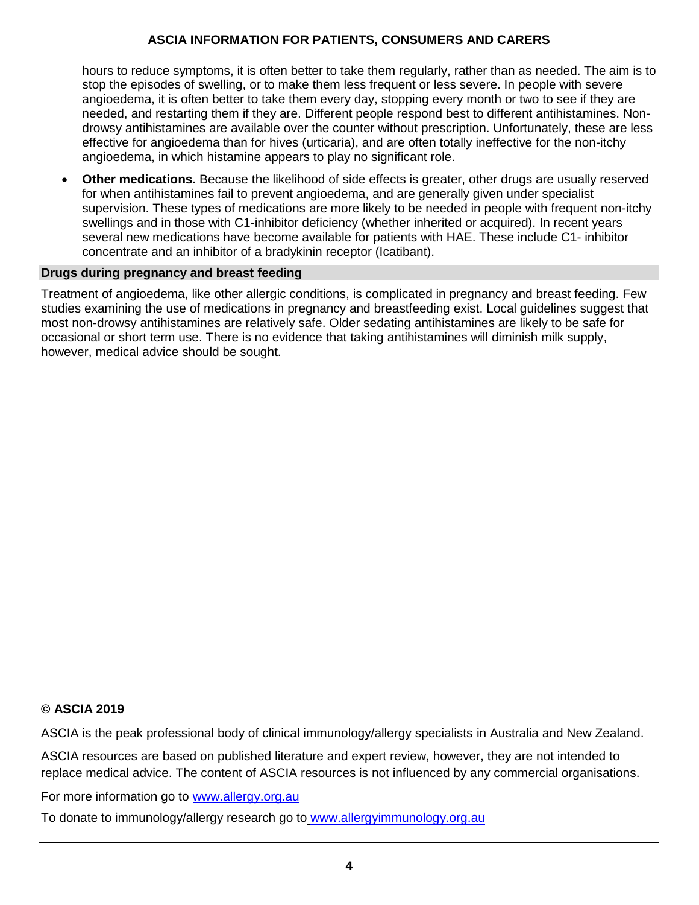hours to reduce symptoms, it is often better to take them regularly, rather than as needed. The aim is to stop the episodes of swelling, or to make them less frequent or less severe. In people with severe angioedema, it is often better to take them every day, stopping every month or two to see if they are needed, and restarting them if they are. Different people respond best to different antihistamines. Non-drowsy antihistamines are available over the counter without prescription. Unfortunately, these are less effective for angioedema than for hives (urticaria), and are often totally ineffective for the non-itchy angioedema, in which histamine appears to play no significant role.

- **Other medications.** Because the likelihood of side effects is greater, other drugs are usually reserved for when antihistamines fail to prevent angioedema, and are generally given under specialist supervision. These types of medications are more likely to be needed in people with frequent non-itchy swellings and in those with C1-inhibitor deficiency (whether inherited or acquired). In recent years several new medications have become available for patients with HAE. These include C1- inhibitor concentrate and an inhibitor of a bradykinin receptor (Icatibant).

## Drugs during pregnancy and breast feeding

Treatment of angioedema, like other allergic conditions, is complicated in pregnancy and breast feeding. Few studies examining the use of medications in pregnancy and breastfeeding exist. Local guidelines suggest that most non-drowsy antihistamines are relatively safe. Older sedating antihistamines are likely to be safe for occasional or short term use. There is no evidence that taking antihistamines will diminish milk supply, however, medical advice should be sought.

**© ASCIA 2019**

ASCIA is the peak professional body of clinical immunology/allergy specialists in Australia and New Zealand.

ASCIA resources are based on published literature and expert review, however, they are not intended to replace medical advice. The content of ASCIA resources is not influenced by any commercial organisations.

For more information go to www.allergy.org.au

To donate to immunology/allergy research go to www.allergyimmunology.org.au